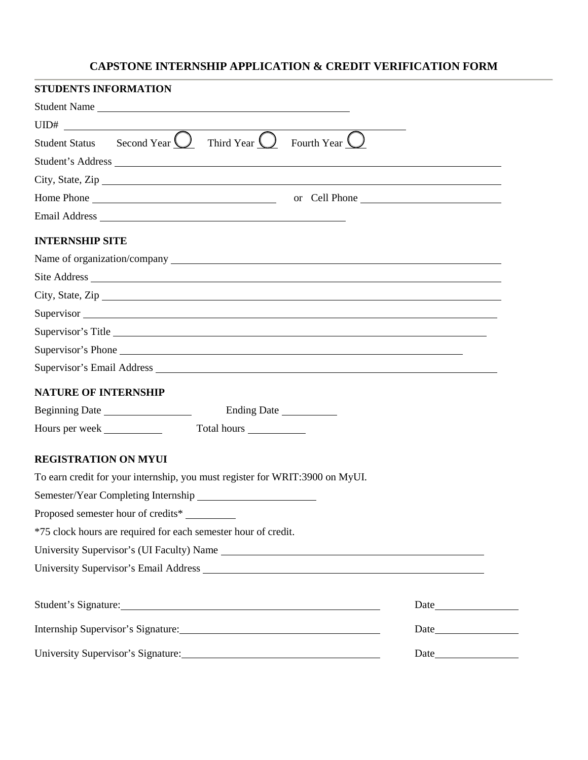# CAPSTONE INTERNSHIP APPLICATION & CREDIT VERIFICATION FORM

## STUDENTS INFORMATION

Student Name ______________________________

UID# ______________________________

Student Status Second Year ◯ Third Year ◯ Fourth Year ◯

Student's Address ______________________________

City, State, Zip ______________________________

Home Phone ______________________ or Cell Phone ______________________

Email Address ______________________________

## INTERNSHIP SITE

Name of organization/company ______________________________

Site Address ______________________________

City, State, Zip ______________________________

Supervisor ______________________________

Supervisor's Title ______________________________

Supervisor's Phone ______________________________

Supervisor's Email Address ______________________________

## NATURE OF INTERNSHIP

Beginning Date ______________ Ending Date ______________

Hours per week ______________ Total hours ______________

## REGISTRATION ON MYUI

To earn credit for your internship, you must register for WRIT:3900 on MyUI.

Semester/Year Completing Internship ______________________

Proposed semester hour of credits* __________

*75 clock hours are required for each semester hour of credit.

University Supervisor's (UI Faculty) Name ______________________________

University Supervisor's Email Address ______________________________

Student's Signature: ______________________________ Date ______________

Internship Supervisor's Signature: ______________________________ Date ______________

University Supervisor's Signature: ______________________________ Date ______________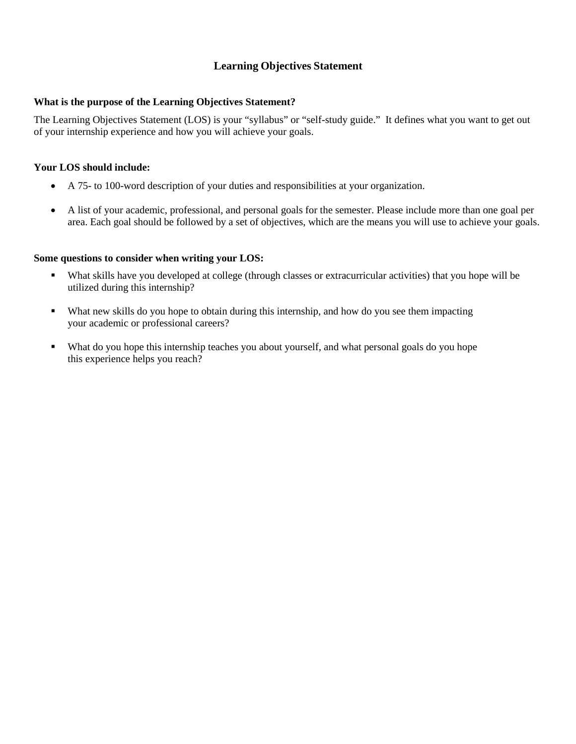# Learning Objectives Statement

**What is the purpose of the Learning Objectives Statement?**

The Learning Objectives Statement (LOS) is your "syllabus" or "self-study guide." It defines what you want to get out of your internship experience and how you will achieve your goals.

**Your LOS should include:**

- A 75- to 100-word description of your duties and responsibilities at your organization.
- A list of your academic, professional, and personal goals for the semester. Please include more than one goal per area. Each goal should be followed by a set of objectives, which are the means you will use to achieve your goals.

**Some questions to consider when writing your LOS:**

- What skills have you developed at college (through classes or extracurricular activities) that you hope will be utilized during this internship?
- What new skills do you hope to obtain during this internship, and how do you see them impacting your academic or professional careers?
- What do you hope this internship teaches you about yourself, and what personal goals do you hope this experience helps you reach?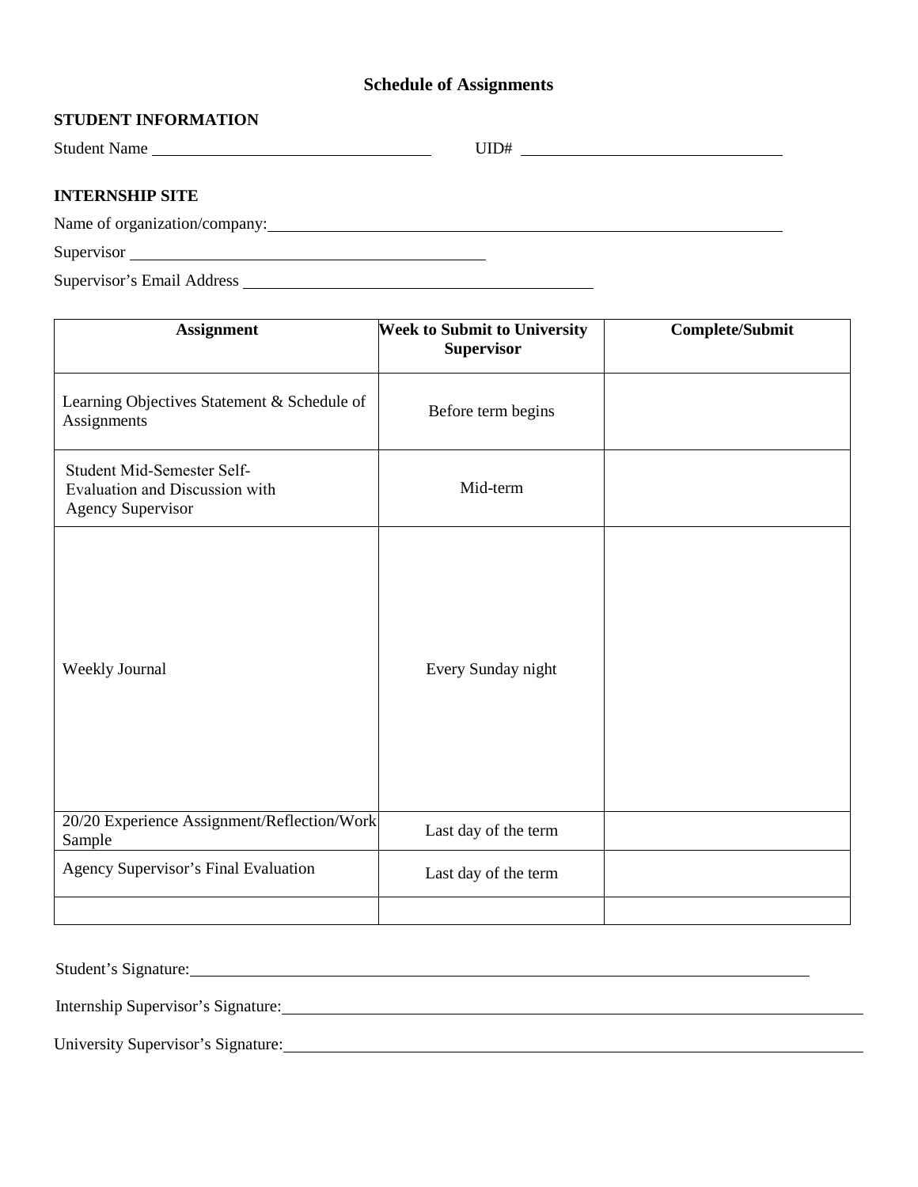# Schedule of Assignments

**STUDENT INFORMATION**

Student Name \_\_\_\_\_\_\_\_\_\_\_\_\_\_\_\_\_\_\_\_\_\_\_\_\_\_\_\_\_\_ UID# \_\_\_\_\_\_\_\_\_\_\_\_\_\_\_\_\_\_\_\_\_\_\_\_\_\_\_\_\_\_

**INTERNSHIP SITE**

Name of organization/company: \_\_\_\_\_\_\_\_\_\_\_\_\_\_\_\_\_\_\_\_\_\_\_\_\_\_\_\_\_\_\_\_\_\_\_\_\_\_\_\_\_\_\_\_\_\_\_\_

Supervisor \_\_\_\_\_\_\_\_\_\_\_\_\_\_\_\_\_\_\_\_\_\_\_\_\_\_\_\_\_\_\_\_\_\_\_\_\_\_\_\_

Supervisor's Email Address \_\_\_\_\_\_\_\_\_\_\_\_\_\_\_\_\_\_\_\_\_\_\_\_\_\_\_\_\_\_\_\_\_\_\_\_\_\_\_\_

| Assignment | Week to Submit to University Supervisor | Complete/Submit |
|---|---|---|
| Learning Objectives Statement & Schedule of Assignments | Before term begins | |
| Student Mid-Semester Self-Evaluation and Discussion with Agency Supervisor | Mid-term | |
| Weekly Journal | Every Sunday night | |
| 20/20 Experience Assignment/Reflection/Work Sample | Last day of the term | |
| Agency Supervisor's Final Evaluation | Last day of the term | |
| | | |

Student's Signature: \_\_\_\_\_\_\_\_\_\_\_\_\_\_\_\_\_\_\_\_\_\_\_\_\_\_\_\_\_\_\_\_\_\_\_\_\_\_\_\_\_\_\_\_\_\_\_\_

Internship Supervisor's Signature: \_\_\_\_\_\_\_\_\_\_\_\_\_\_\_\_\_\_\_\_\_\_\_\_\_\_\_\_\_\_\_\_\_\_\_\_\_\_\_\_\_\_\_\_\_\_\_\_

University Supervisor's Signature: \_\_\_\_\_\_\_\_\_\_\_\_\_\_\_\_\_\_\_\_\_\_\_\_\_\_\_\_\_\_\_\_\_\_\_\_\_\_\_\_\_\_\_\_\_\_\_\_